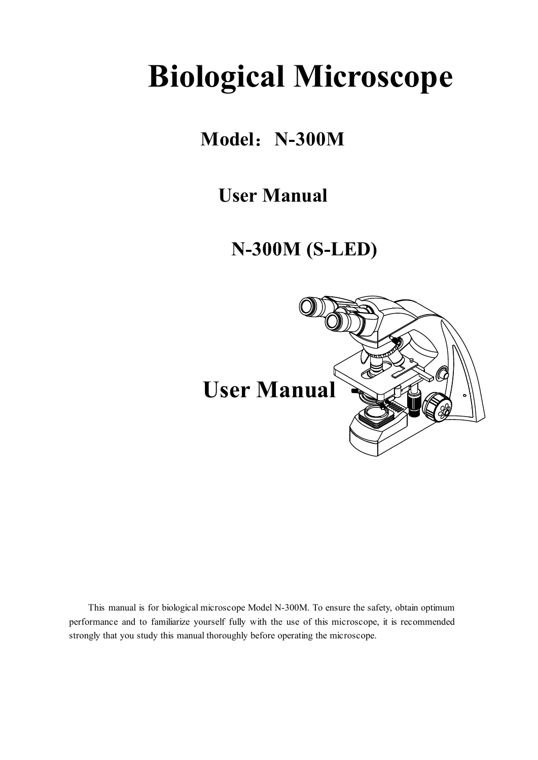# Biological Microscope

**Model：N-300M**

**User Manual**

**N-300M (S-LED)**

**User Manual**

This manual is for biological microscope Model N-300M. To ensure the safety, obtain optimum performance and to familiarize yourself fully with the use of this microscope, it is recommended strongly that you study this manual thoroughly before operating the microscope.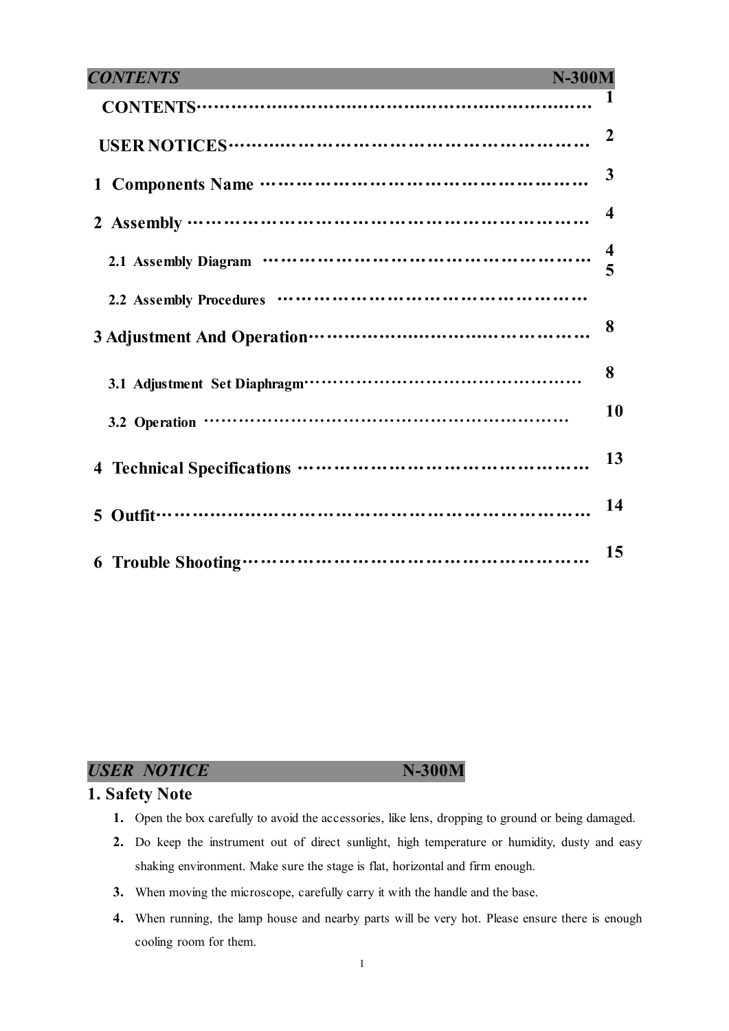## CONTENTS

| | |
|---|---|
| CONTENTS | 1 |
| USER NOTICES | 2 |
| 1 Components Name | 3 |
| 2 Assembly | 4 |
| 2.1 Assembly Diagram | 4 |
| 2.2 Assembly Procedures | 5 |
| 3 Adjustment And Operation | 8 |
| 3.1 Adjustment Set Diaphragm | 8 |
| 3.2 Operation | 10 |
| 4 Technical Specifications | 13 |
| 5 Outfit | 14 |
| 6 Trouble Shooting | 15 |

## USER NOTICE

### 1. Safety Note

1. Open the box carefully to avoid the accessories, like lens, dropping to ground or being damaged.
2. Do keep the instrument out of direct sunlight, high temperature or humidity, dusty and easy shaking environment. Make sure the stage is flat, horizontal and firm enough.
3. When moving the microscope, carefully carry it with the handle and the base.
4. When running, the lamp house and nearby parts will be very hot. Please ensure there is enough cooling room for them.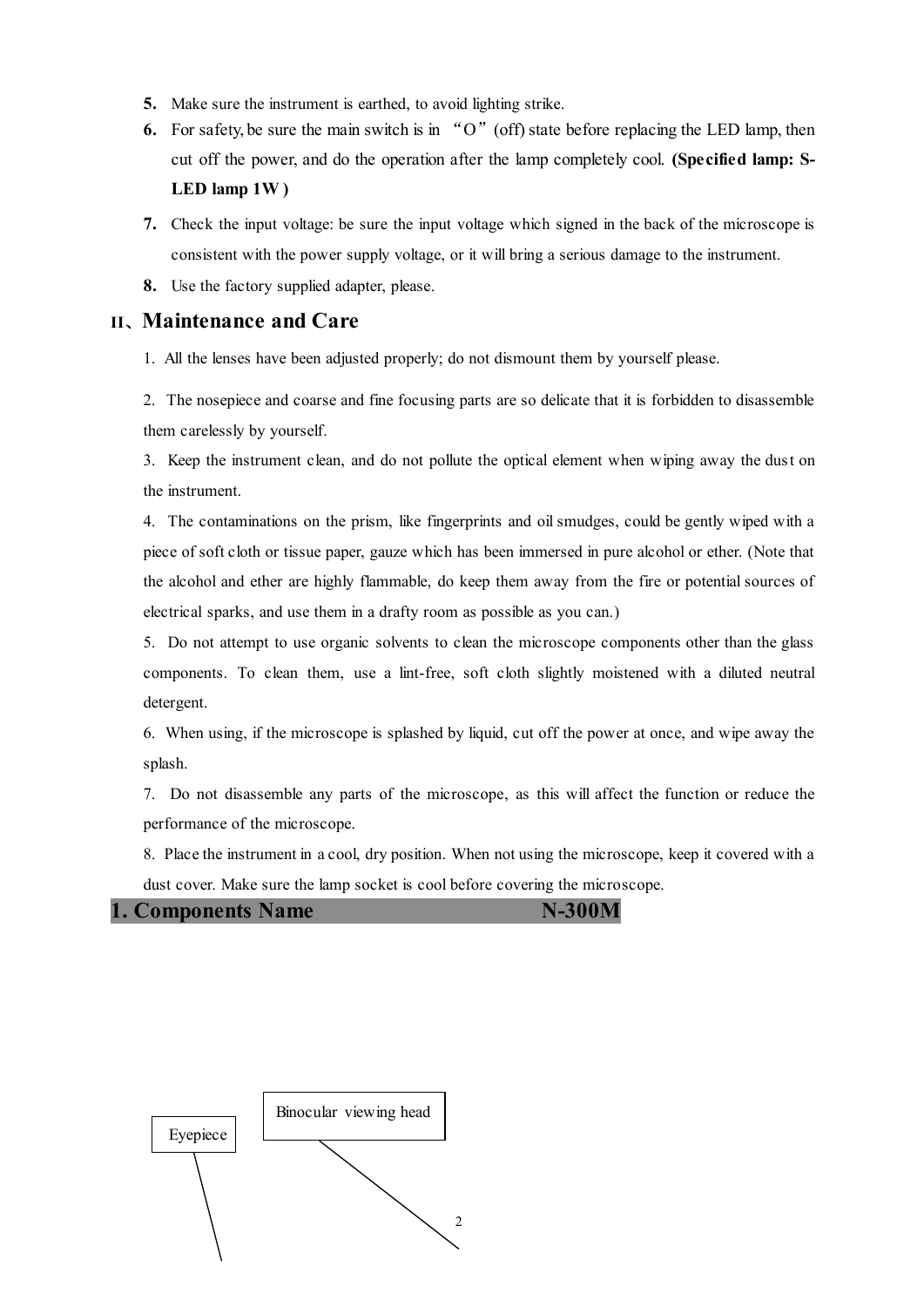5. Make sure the instrument is earthed, to avoid lighting strike.
6. For safety, be sure the main switch is in "O" (off) state before replacing the LED lamp, then cut off the power, and do the operation after the lamp completely cool. **(Specified lamp: S-LED lamp 1W)**
7. Check the input voltage: be sure the input voltage which signed in the back of the microscope is consistent with the power supply voltage, or it will bring a serious damage to the instrument.
8. Use the factory supplied adapter, please.

## II、Maintenance and Care

1. All the lenses have been adjusted properly; do not dismount them by yourself please.
2. The nosepiece and coarse and fine focusing parts are so delicate that it is forbidden to disassemble them carelessly by yourself.
3. Keep the instrument clean, and do not pollute the optical element when wiping away the dust on the instrument.
4. The contaminations on the prism, like fingerprints and oil smudges, could be gently wiped with a piece of soft cloth or tissue paper, gauze which has been immersed in pure alcohol or ether. (Note that the alcohol and ether are highly flammable, do keep them away from the fire or potential sources of electrical sparks, and use them in a drafty room as possible as you can.)
5. Do not attempt to use organic solvents to clean the microscope components other than the glass components. To clean them, use a lint-free, soft cloth slightly moistened with a diluted neutral detergent.
6. When using, if the microscope is splashed by liquid, cut off the power at once, and wipe away the splash.
7. Do not disassemble any parts of the microscope, as this will affect the function or reduce the performance of the microscope.
8. Place the instrument in a cool, dry position. When not using the microscope, keep it covered with a dust cover. Make sure the lamp socket is cool before covering the microscope.

## 1. Components Name N-300M

Eyepiece

Binocular viewing head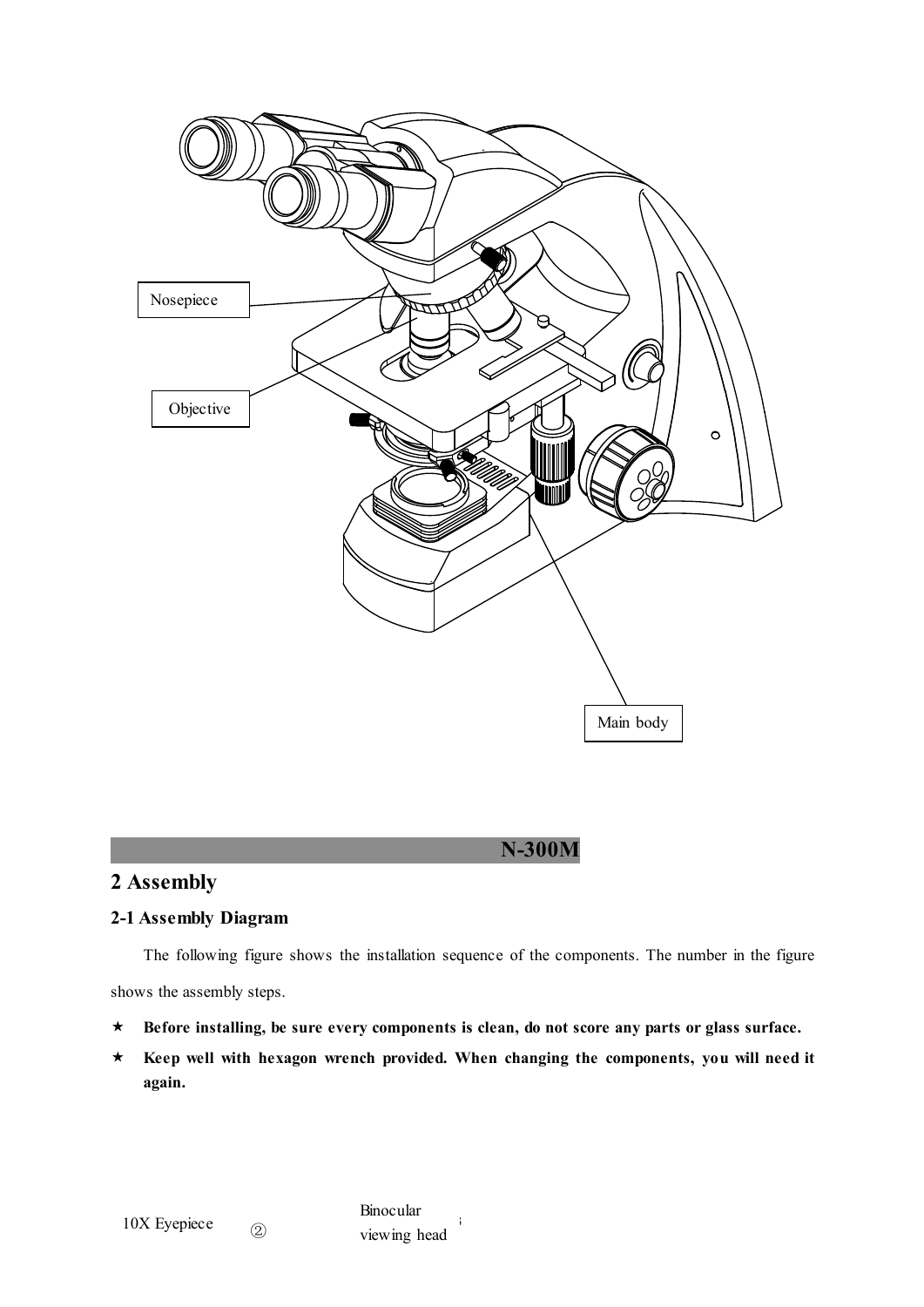Nosepiece

Objective

Main body

## 2 Assembly

### 2-1 Assembly Diagram

The following figure shows the installation sequence of the components. The number in the figure shows the assembly steps.

★ **Before installing, be sure every components is clean, do not score any parts or glass surface.**

★ **Keep well with hexagon wrench provided. When changing the components, you will need it again.**

10X Eyepiece ② Binocular viewing head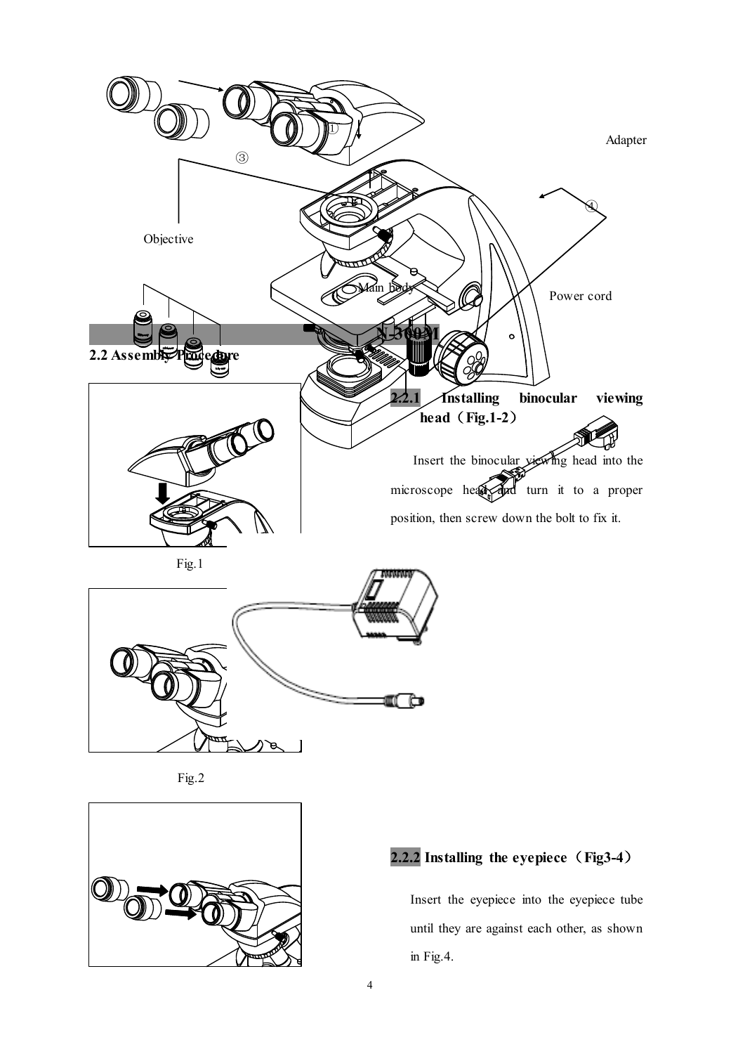## 2.2 Assembly Procedure

### 2.2.1 Installing binocular viewing head（Fig.1-2）

Insert the binocular viewing head into the microscope head and turn it to a proper position, then screw down the bolt to fix it.

Fig.1

Fig.2

### 2.2.2 Installing the eyepiece（Fig3-4）

Insert the eyepiece into the eyepiece tube until they are against each other, as shown in Fig.4.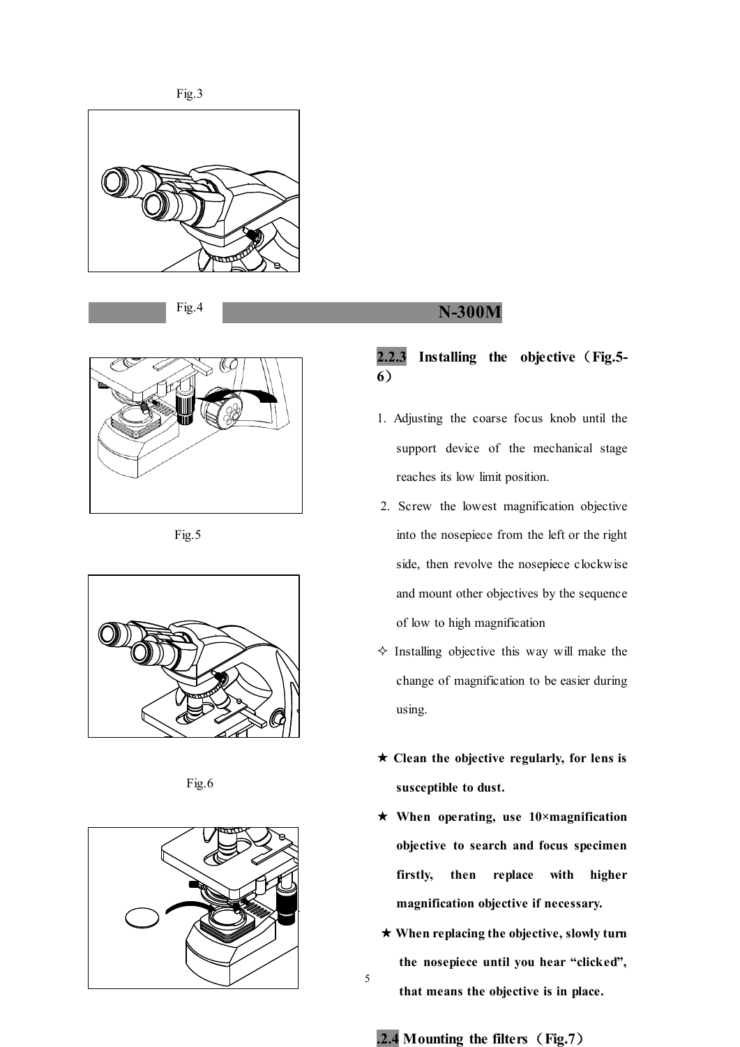Fig.3

Fig.4

## N-300M

### 2.2.3 Installing the objective（Fig.5-6）

1. Adjusting the coarse focus knob until the support device of the mechanical stage reaches its low limit position.
2. Screw the lowest magnification objective into the nosepiece from the left or the right side, then revolve the nosepiece clockwise and mount other objectives by the sequence of low to high magnification

✧ Installing objective this way will make the change of magnification to be easier during using.

Fig.5

★ **Clean the objective regularly, for lens is susceptible to dust.**

★ **When operating, use 10×magnification objective to search and focus specimen firstly, then replace with higher magnification objective if necessary.**

★ **When replacing the objective, slowly turn the nosepiece until you hear "clicked", that means the objective is in place.**

Fig.6

### .2.4 Mounting the filters（Fig.7）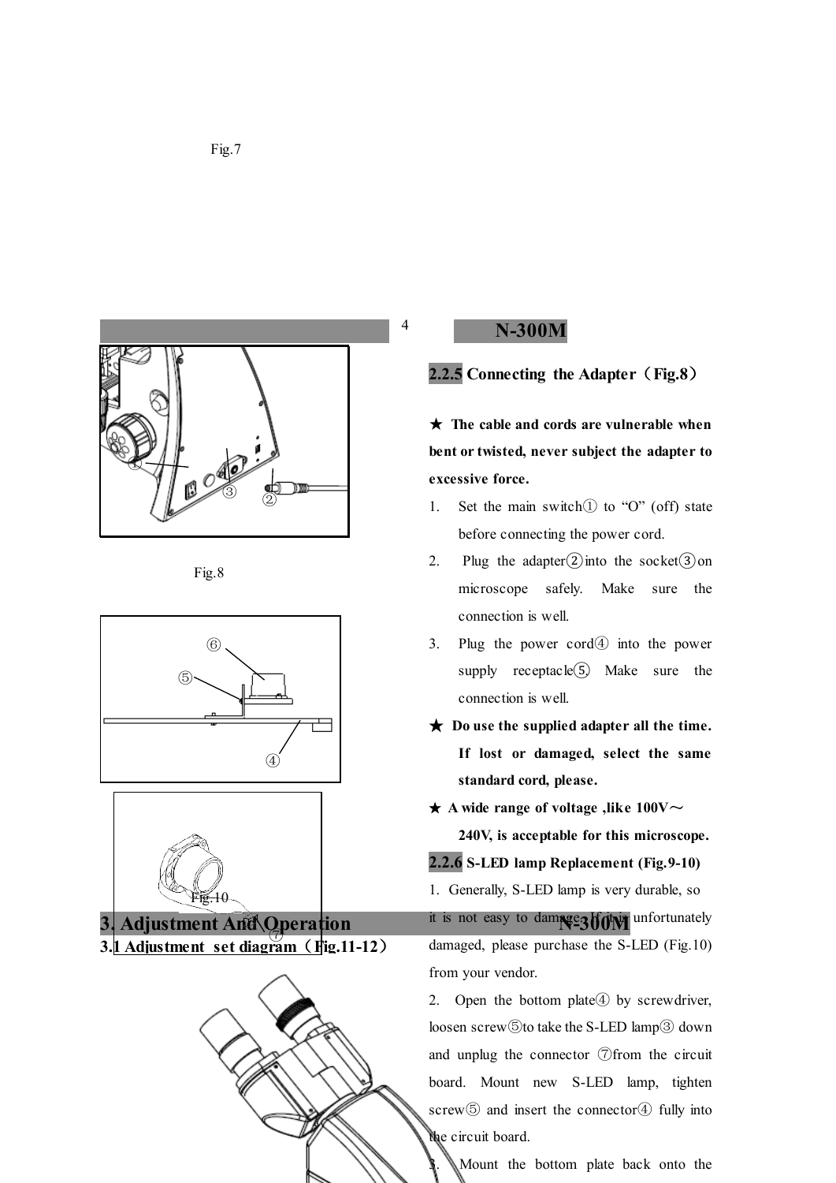Fig.7

Fig.8

Fig.10

### 2.2.5 Connecting the Adapter（Fig.8）

★ **The cable and cords are vulnerable when bent or twisted, never subject the adapter to excessive force.**

1. Set the main switch① to "O" (off) state before connecting the power cord.
2. Plug the adapter②into the socket③on microscope safely. Make sure the connection is well.
3. Plug the power cord④ into the power supply receptacle⑤. Make sure the connection is well.

★ **Do use the supplied adapter all the time. If lost or damaged, select the same standard cord, please.**

★ **A wide range of voltage ,like 100V～240V, is acceptable for this microscope.**

### 2.2.6 S-LED lamp Replacement (Fig.9-10)

1. Generally, S-LED lamp is very durable, so it is not easy to damage. If it is unfortunately damaged, please purchase the S-LED (Fig.10) from your vendor.
2. Open the bottom plate④ by screwdriver, loosen screw⑤to take the S-LED lamp③ down and unplug the connector ⑦from the circuit board. Mount new S-LED lamp, tighten screw⑤ and insert the connector④ fully into the circuit board.
3. Mount the bottom plate back onto the

## 3. Adjustment And Operation

### 3.1 Adjustment set diagram（Fig.11-12）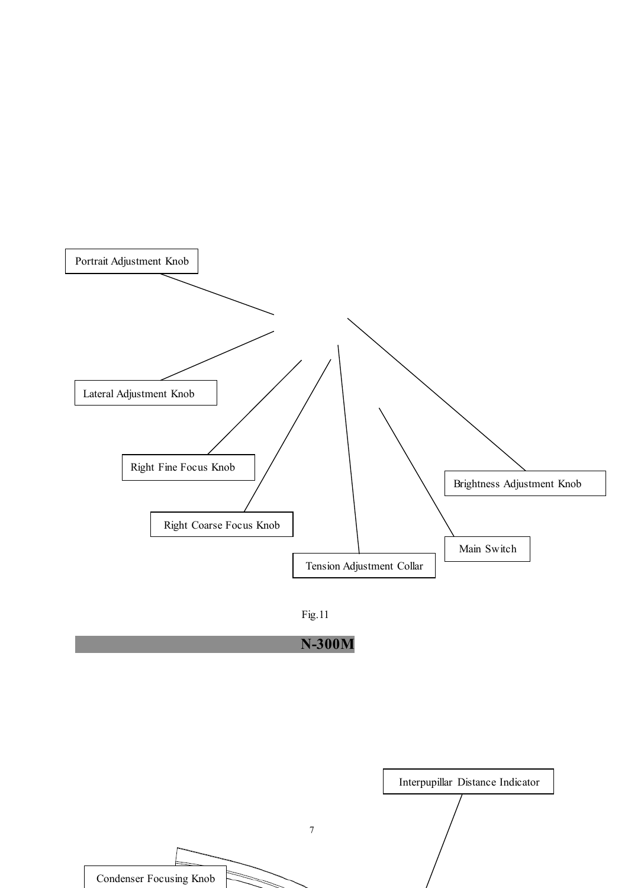Portrait Adjustment Knob

Lateral Adjustment Knob

Right Fine Focus Knob

Right Coarse Focus Knob

Tension Adjustment Collar

Main Switch

Brightness Adjustment Knob

Fig.11

## N-300M

Interpupillar Distance Indicator

Condenser Focusing Knob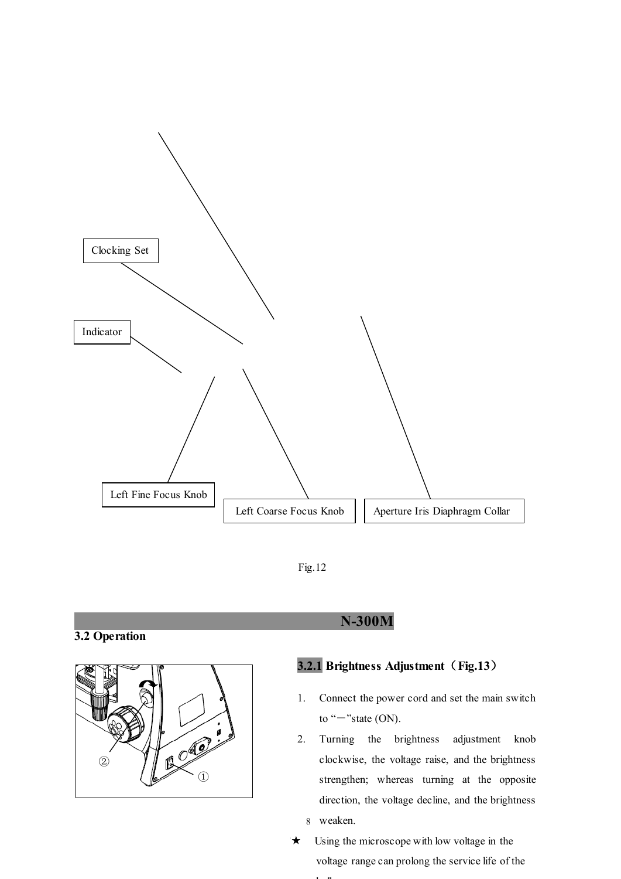Clocking Set

Indicator

Left Fine Focus Knob

Left Coarse Focus Knob

Aperture Iris Diaphragm Collar

Fig.12

## N-300M

## 3.2 Operation

②

①

### 3.2.1 Brightness Adjustment（Fig.13）

1. Connect the power cord and set the main switch to "－"state (ON).
2. Turning the brightness adjustment knob clockwise, the voltage raise, and the brightness strengthen; whereas turning at the opposite direction, the voltage decline, and the brightness weaken.

★ Using the microscope with low voltage in the voltage range can prolong the service life of the bulb.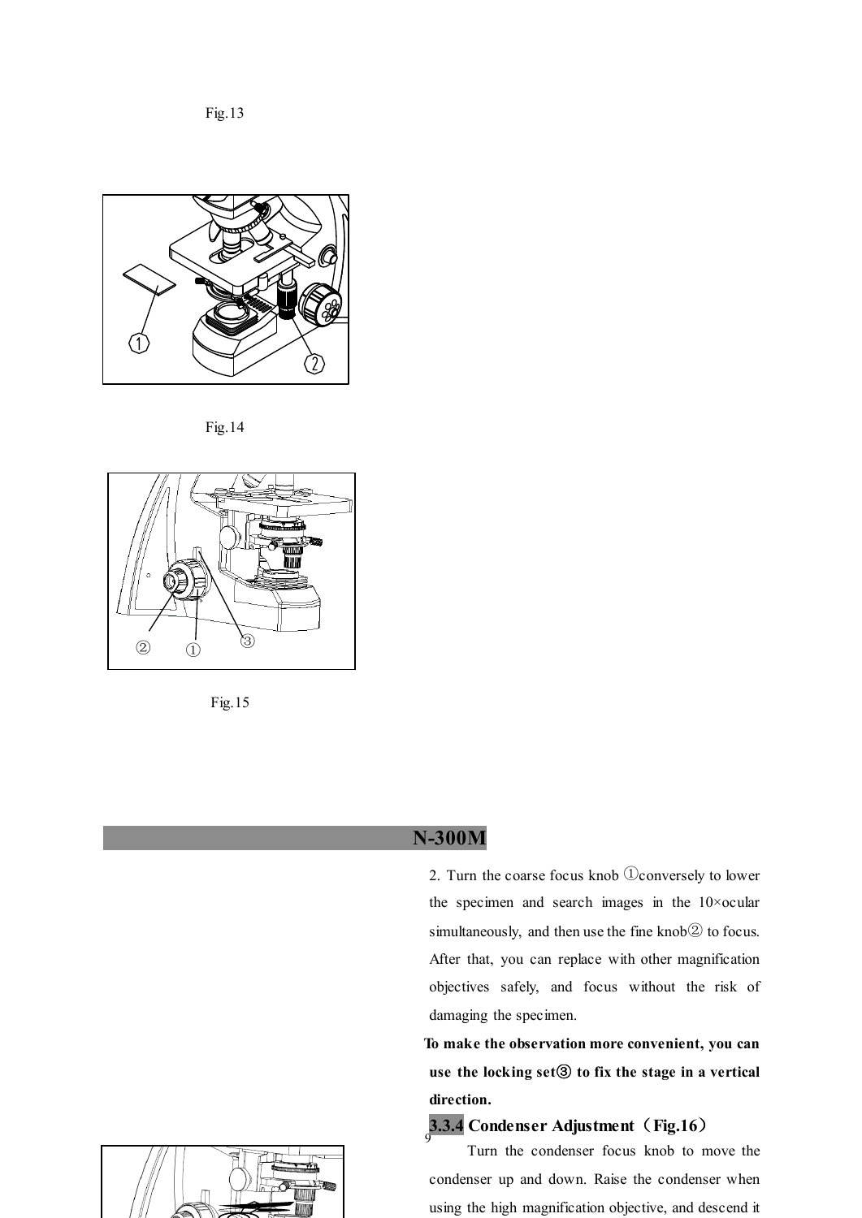Fig.13

Fig.14

Fig.15

2. Turn the coarse focus knob ①conversely to lower the specimen and search images in the 10×ocular simultaneously, and then use the fine knob② to focus. After that, you can replace with other magnification objectives safely, and focus without the risk of damaging the specimen.

**To make the observation more convenient, you can use the locking set③ to fix the stage in a vertical direction.**

### 3.3.4 Condenser Adjustment（Fig.16）

Turn the condenser focus knob to move the condenser up and down. Raise the condenser when using the high magnification objective, and descend it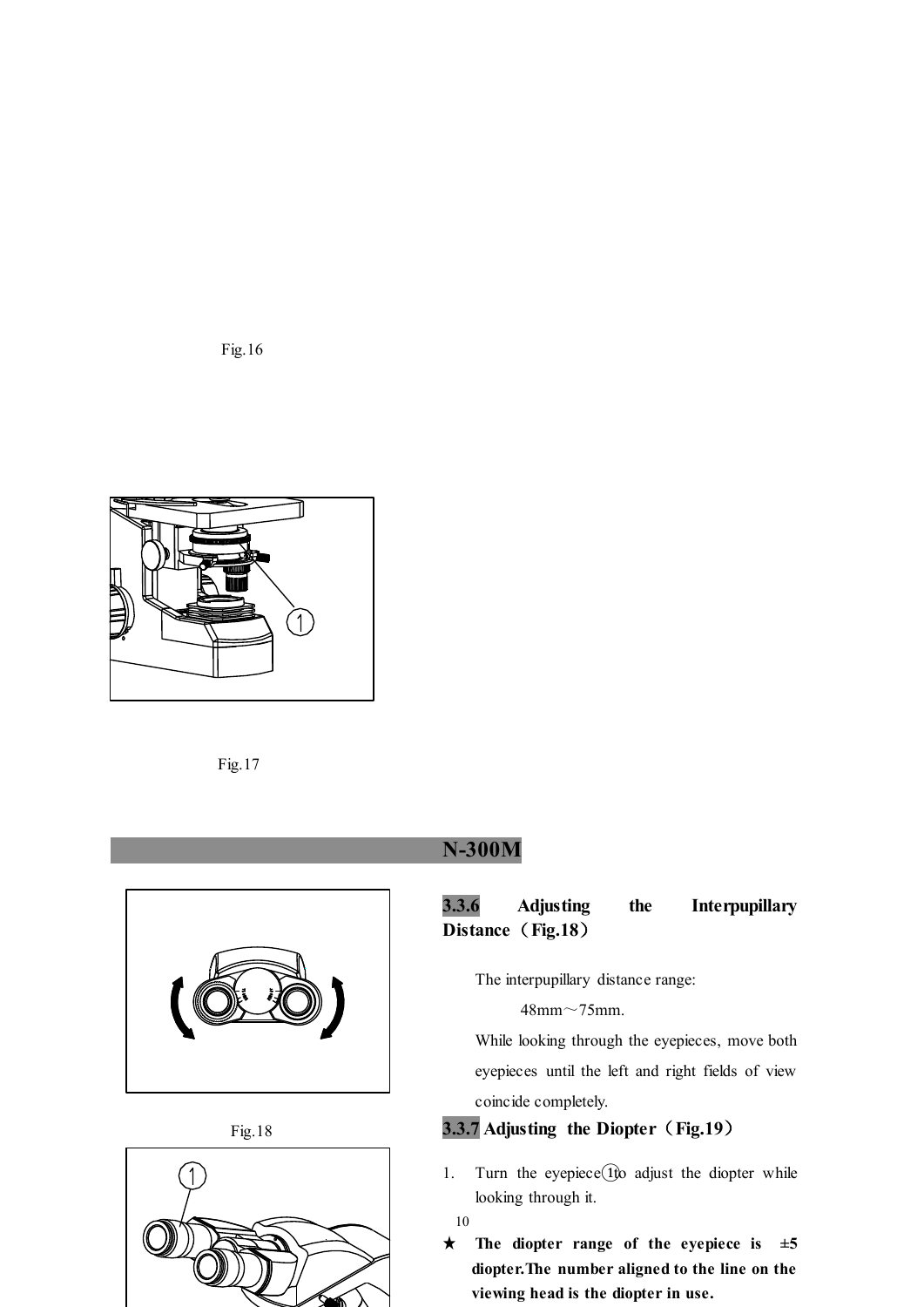Fig.16

Fig.17

## N-300M

Fig.18

### 3.3.6 Adjusting the Interpupillary Distance（Fig.18）

The interpupillary distance range:

48mm～75mm.

While looking through the eyepieces, move both eyepieces until the left and right fields of view coincide completely.

### 3.3.7 Adjusting the Diopter（Fig.19）

1. Turn the eyepiece ① to adjust the diopter while looking through it.

★ **The diopter range of the eyepiece is ±5 diopter. The number aligned to the line on the viewing head is the diopter in use.**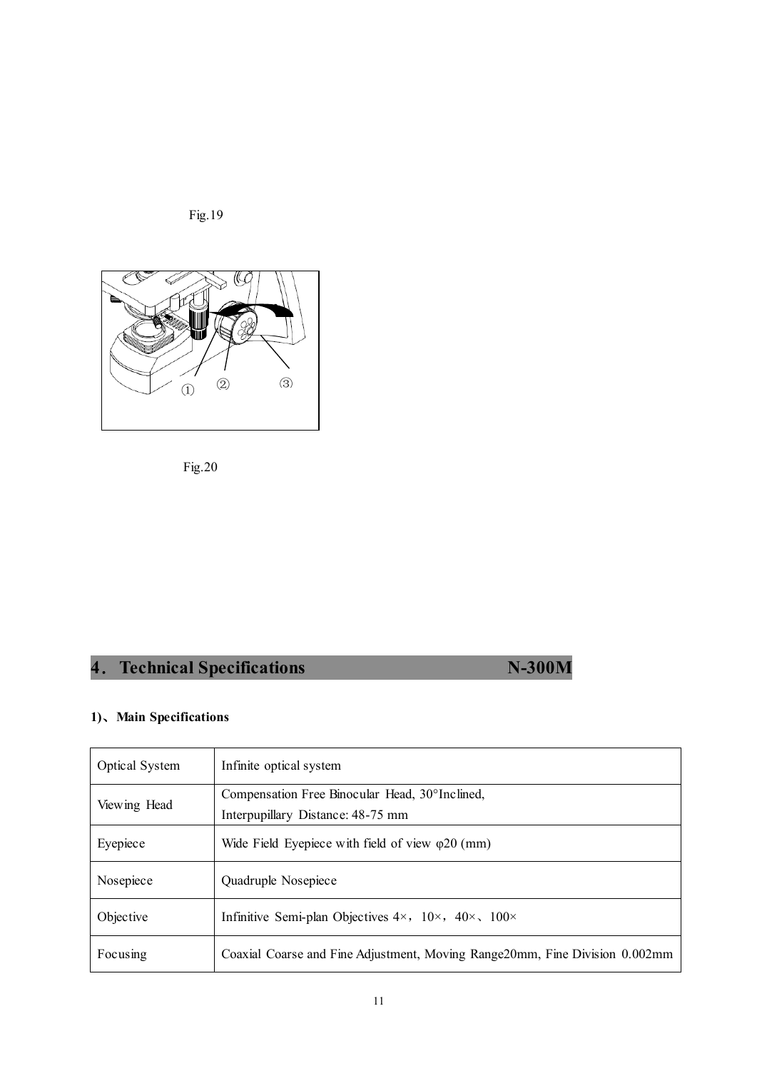Fig.19

Fig.20

## 4. Technical Specifications N-300M

### 1)、Main Specifications

| | |
|---|---|
| Optical System | Infinite optical system |
| Viewing Head | Compensation Free Binocular Head, 30°Inclined,<br>Interpupillary Distance: 48-75 mm |
| Eyepiece | Wide Field Eyepiece with field of view φ20 (mm) |
| Nosepiece | Quadruple Nosepiece |
| Objective | Infinitive Semi-plan Objectives 4×，10×，40×、100× |
| Focusing | Coaxial Coarse and Fine Adjustment, Moving Range20mm, Fine Division 0.002mm |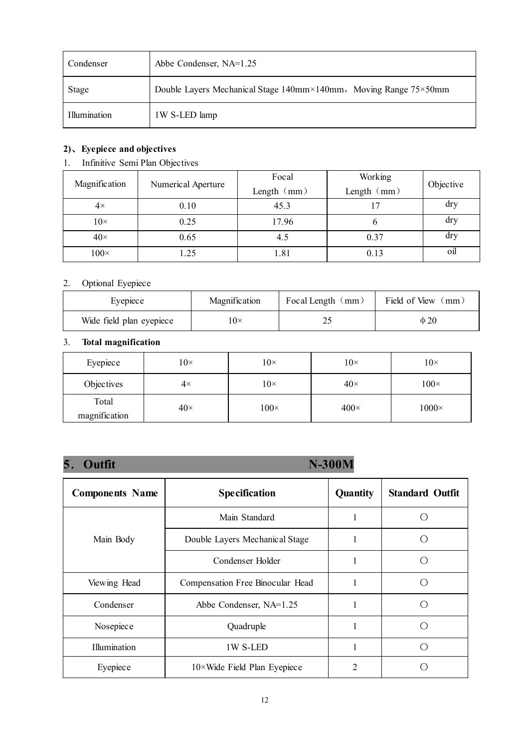| Condenser | Abbe Condenser, NA=1.25 |
|---|---|
| Stage | Double Layers Mechanical Stage 140mm×140mm，Moving Range 75×50mm |
| Illumination | 1W S-LED lamp |

**2)、Eyepiece and objectives**

1. Infinitive Semi Plan Objectives

| Magnification | Numerical Aperture | Focal Length（mm） | Working Length（mm） | Objective |
|---|---|---|---|---|
| 4× | 0.10 | 45.3 | 17 | dry |
| 10× | 0.25 | 17.96 | 6 | dry |
| 40× | 0.65 | 4.5 | 0.37 | dry |
| 100× | 1.25 | 1.81 | 0.13 | oil |

2. Optional Eyepiece

| Eyepiece | Magnification | Focal Length（mm） | Field of View（mm） |
|---|---|---|---|
| Wide field plan eyepiece | 10× | 25 | Φ20 |

3. **Total magnification**

| Eyepiece | 10× | 10× | 10× | 10× |
|---|---|---|---|---|
| Objectives | 4× | 10× | 40× | 100× |
| Total magnification | 40× | 100× | 400× | 1000× |

## 5. Outfit N-300M

| Components Name | Specification | Quantity | Standard Outfit |
|---|---|---|---|
| Main Body | Main Standard | 1 | ○ |
| | Double Layers Mechanical Stage | 1 | ○ |
| | Condenser Holder | 1 | ○ |
| Viewing Head | Compensation Free Binocular Head | 1 | ○ |
| Condenser | Abbe Condenser, NA=1.25 | 1 | ○ |
| Nosepiece | Quadruple | 1 | ○ |
| Illumination | 1W S-LED | 1 | ○ |
| Eyepiece | 10×Wide Field Plan Eyepiece | 2 | ○ |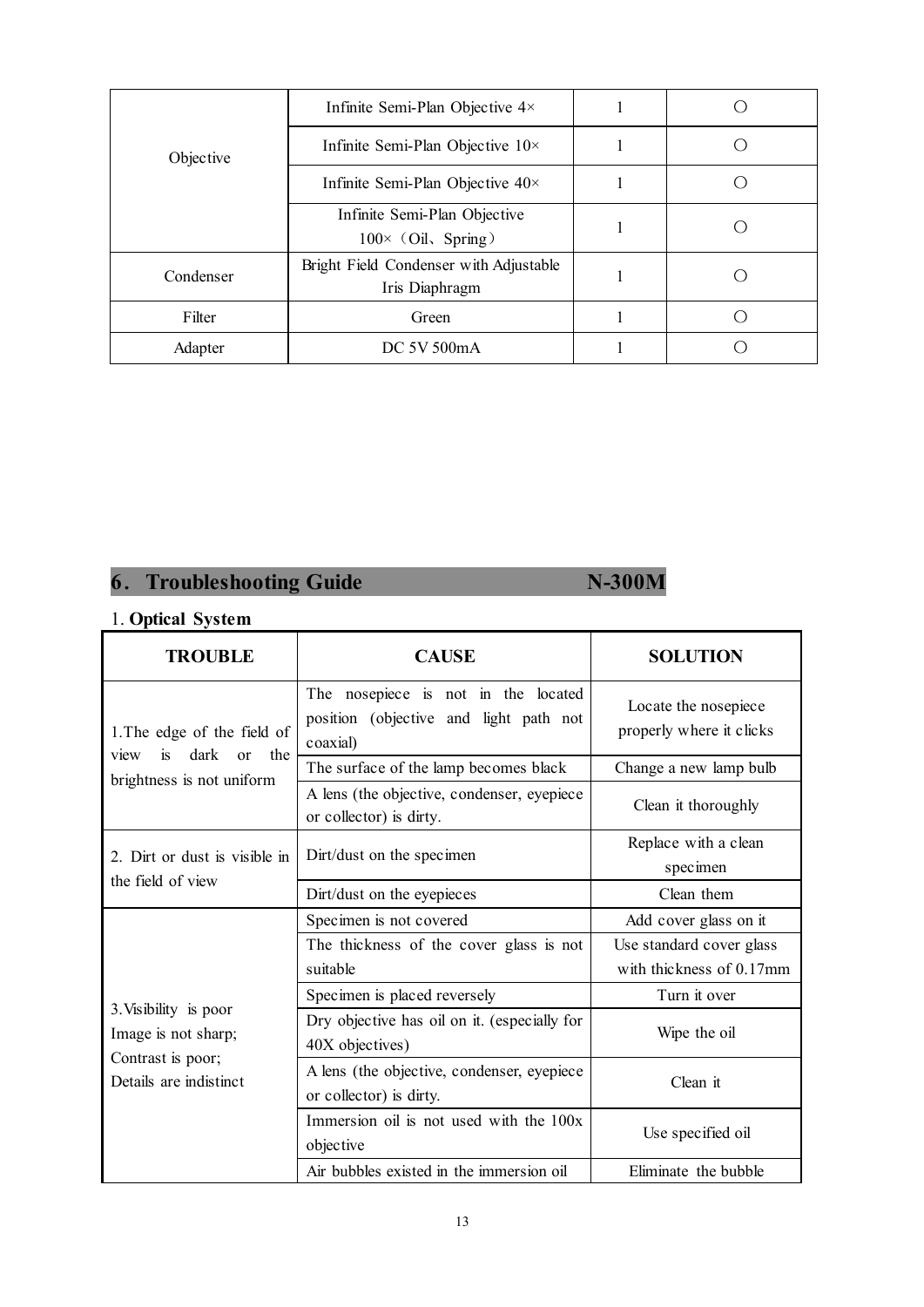| Objective | Infinite Semi-Plan Objective 4× | 1 | ○ |
|---|---|---|---|
| | Infinite Semi-Plan Objective 10× | 1 | ○ |
| | Infinite Semi-Plan Objective 40× | 1 | ○ |
| | Infinite Semi-Plan Objective 100×（Oil、Spring） | 1 | ○ |
| Condenser | Bright Field Condenser with Adjustable Iris Diaphragm | 1 | ○ |
| Filter | Green | 1 | ○ |
| Adapter | DC 5V 500mA | 1 | ○ |

## 6． Troubleshooting Guide N-300M

1. **Optical System**

| TROUBLE | CAUSE | SOLUTION |
|---|---|---|
| 1.The edge of the field of view is dark or the brightness is not uniform | The nosepiece is not in the located position (objective and light path not coaxial) | Locate the nosepiece properly where it clicks |
| | The surface of the lamp becomes black | Change a new lamp bulb |
| | A lens (the objective, condenser, eyepiece or collector) is dirty. | Clean it thoroughly |
| 2. Dirt or dust is visible in the field of view | Dirt/dust on the specimen | Replace with a clean specimen |
| | Dirt/dust on the eyepieces | Clean them |
| 3.Visibility is poor<br>Image is not sharp;<br>Contrast is poor;<br>Details are indistinct | Specimen is not covered | Add cover glass on it |
| | The thickness of the cover glass is not suitable | Use standard cover glass with thickness of 0.17mm |
| | Specimen is placed reversely | Turn it over |
| | Dry objective has oil on it. (especially for 40X objectives) | Wipe the oil |
| | A lens (the objective, condenser, eyepiece or collector) is dirty. | Clean it |
| | Immersion oil is not used with the 100x objective | Use specified oil |
| | Air bubbles existed in the immersion oil | Eliminate the bubble |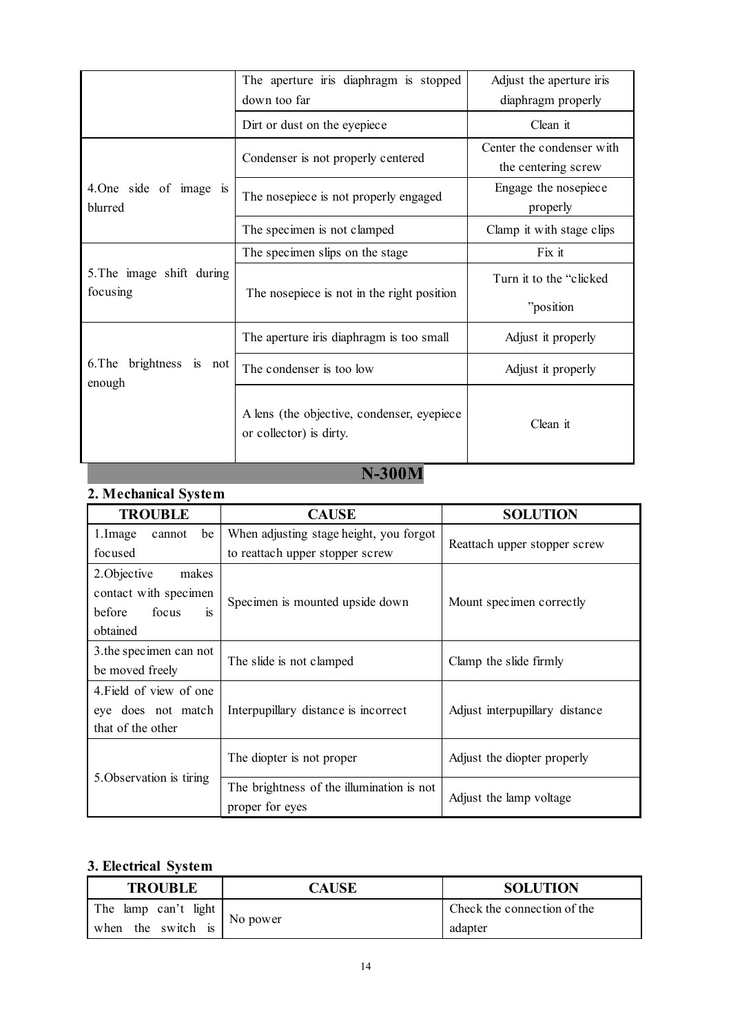| | | |
|---|---|---|
| | The aperture iris diaphragm is stopped down too far | Adjust the aperture iris diaphragm properly |
| | Dirt or dust on the eyepiece | Clean it |
| 4.One side of image is blurred | Condenser is not properly centered | Center the condenser with the centering screw |
| | The nosepiece is not properly engaged | Engage the nosepiece properly |
| | The specimen is not clamped | Clamp it with stage clips |
| 5.The image shift during focusing | The specimen slips on the stage | Fix it |
| | The nosepiece is not in the right position | Turn it to the "clicked "position |
| 6.The brightness is not enough | The aperture iris diaphragm is too small | Adjust it properly |
| | The condenser is too low | Adjust it properly |
| | A lens (the objective, condenser, eyepiece or collector) is dirty. | Clean it |

## N-300M

### 2. Mechanical System

| TROUBLE | CAUSE | SOLUTION |
|---|---|---|
| 1.Image cannot be focused | When adjusting stage height, you forgot to reattach upper stopper screw | Reattach upper stopper screw |
| 2.Objective makes contact with specimen before focus is obtained | Specimen is mounted upside down | Mount specimen correctly |
| 3.the specimen can not be moved freely | The slide is not clamped | Clamp the slide firmly |
| 4.Field of view of one eye does not match that of the other | Interpupillary distance is incorrect | Adjust interpupillary distance |
| 5.Observation is tiring | The diopter is not proper | Adjust the diopter properly |
| | The brightness of the illumination is not proper for eyes | Adjust the lamp voltage |

### 3. Electrical System

| TROUBLE | CAUSE | SOLUTION |
|---|---|---|
| The lamp can't light when the switch is | No power | Check the connection of the adapter |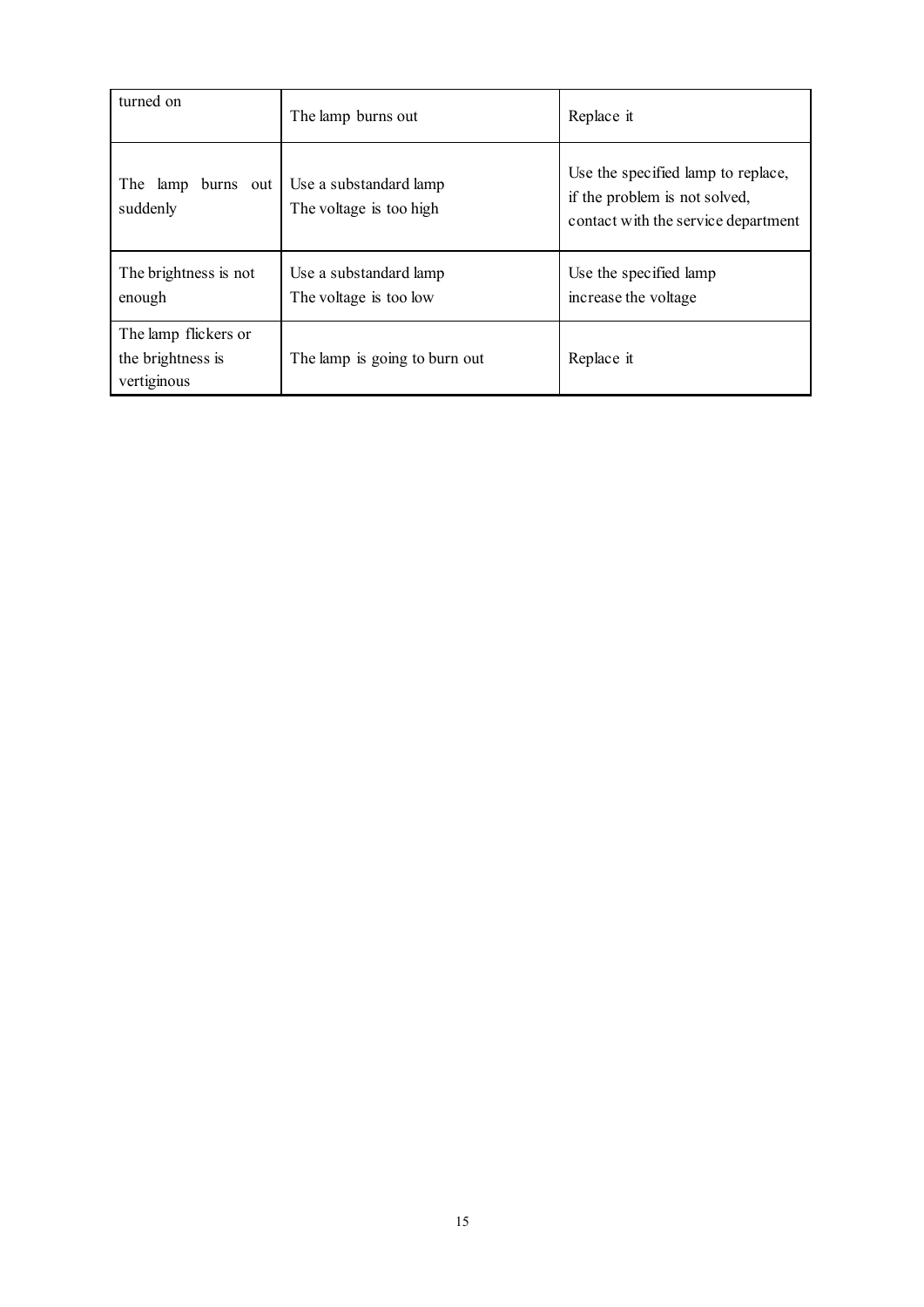| | | |
|---|---|---|
| turned on | The lamp burns out | Replace it |
| The lamp burns out suddenly | Use a substandard lamp<br>The voltage is too high | Use the specified lamp to replace, if the problem is not solved, contact with the service department |
| The brightness is not enough | Use a substandard lamp<br>The voltage is too low | Use the specified lamp<br>increase the voltage |
| The lamp flickers or the brightness is vertiginous | The lamp is going to burn out | Replace it |